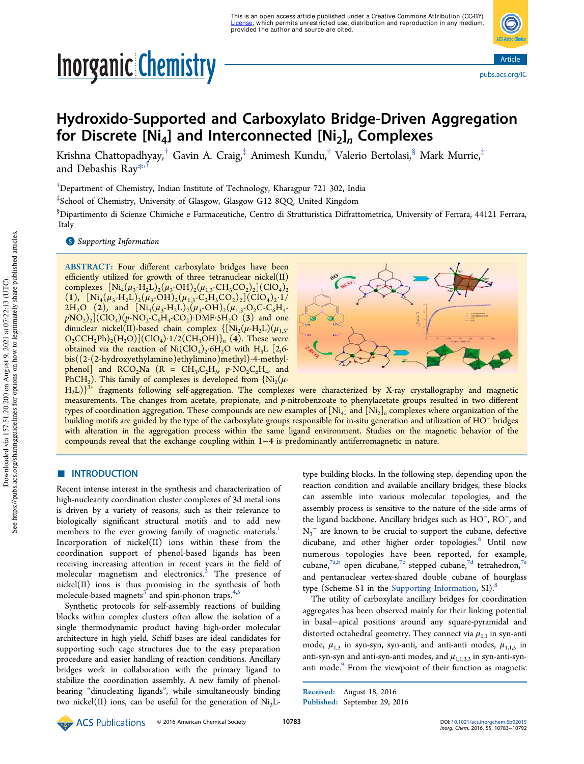# Hydroxido-Supported and Carboxylato Bridge-Driven Aggregation for Discrete [$Ni_4$] and Interconnected [$Ni_2$]$_n$ Complexes

Krishna Chattopadhyay,[†] Gavin A. Craig,[‡] Animesh Kundu,[†] Valerio Bertolasi,[§] Mark Murrie,[‡] and Debashis Ray*,[†]

[†]Department of Chemistry, Indian Institute of Technology, Kharagpur 721 302, India

[‡]School of Chemistry, University of Glasgow, Glasgow G12 8QQ, United Kingdom

[§]Dipartimento di Scienze Chimiche e Farmaceutiche, Centro di Strutturistica Diffrattometrica, University of Ferrara, 44121 Ferrara, Italy

Supporting Information

**ABSTRACT:** Four different carboxylato bridges have been efficiently utilized for growth of three tetranuclear nickel(II) complexes $[Ni_4(\mu_3\text{-}H_2L)_2(\mu_3\text{-}OH)_2(\mu_{1,3}\text{-}CH_3CO_2)_2](ClO_4)_2$ (**1**), $[Ni_4(\mu_3\text{-}H_2L)_2(\mu_3\text{-}OH)_2(\mu_{1,3}\text{-}C_2H_5CO_2)_2](ClO_4)_2\cdot 1/2H_2O$ (**2**), and $[Ni_4(\mu_3\text{-}H_2L)_2(\mu_3\text{-}OH)_2(\mu_{1,3}\text{-}O_2C\text{-}C_6H_4\text{-}p NO_2)_2](ClO_4)(p\text{-}NO_2\text{-}C_6H_4\text{-}CO_2)\cdot DMF\cdot 5H_2O$ (**3**) and one dinuclear nickel(II)-based chain complex $\{[Ni_2(\mu\text{-}H_2L)(\mu_{1,3}\text{-}O_2CCH_2Ph)_2(H_2O)](ClO_4)\cdot 1/2(CH_3OH)\}_n$ (**4**). These were obtained via the reaction of $Ni(ClO_4)_2\cdot 6H_2O$ with $H_3L$ [2,6-bis((2-(2-hydroxyethylamino)ethylimino)methyl)-4-methylphenol] and $RCO_2Na$ (R = $CH_3$, $C_2H_5$, $p\text{-}NO_2C_6H_4$, and $PhCH_2$). This family of complexes is developed from $\{Ni_2(\mu\text{-}H_2L)\}^{3+}$ fragments following self-aggregation. The complexes were characterized by X-ray crystallography and magnetic measurements. The changes from acetate, propionate, and *p*-nitrobenzoate to phenylacetate groups resulted in two different types of coordination aggregation. These compounds are new examples of [$Ni_4$] and [$Ni_2$]$_n$ complexes where organization of the building motifs are guided by the type of the carboxylate groups responsible for in-situ generation and utilization of $HO^-$ bridges with alteration in the aggregation process within the same ligand environment. Studies on the magnetic behavior of the compounds reveal that the exchange coupling within **1**−**4** is predominantly antiferromagnetic in nature.

## ■ INTRODUCTION

Recent intense interest in the synthesis and characterization of high-nuclearity coordination cluster complexes of 3d metal ions is driven by a variety of reasons, such as their relevance to biologically significant structural motifs and to add new members to the ever growing family of magnetic materials.[1] Incorporation of nickel(II) ions within these from the coordination support of phenol-based ligands has been receiving increasing attention in recent years in the field of molecular magnetism and electronics.[2] The presence of nickel(II) ions is thus promising in the synthesis of both molecule-based magnets[3] and spin-phonon traps.[4,5]

Synthetic protocols for self-assembly reactions of building blocks within complex clusters often allow the isolation of a single thermodynamic product having high-order molecular architecture in high yield. Schiff bases are ideal candidates for supporting such cage structures due to the easy preparation procedure and easier handling of reaction conditions. Ancillary bridges work in collaboration with the primary ligand to stabilize the coordination assembly. A new family of phenol-bearing "dinucleating ligands", while simultaneously binding two nickel(II) ions, can be useful for the generation of $Ni_2L$-type building blocks. In the following step, depending upon the reaction condition and available ancillary bridges, these blocks can assemble into various molecular topologies, and the assembly process is sensitive to the nature of the side arms of the ligand backbone. Ancillary bridges such as $HO^-$, $RO^-$, and $N_3^-$ are known to be crucial to support the cubane, defective dicubane, and other higher order topologies.[6] Until now numerous topologies have been reported, for example, cubane,[7a,b] open dicubane,[7c] stepped cubane,[7d] tetrahedron,[7e] and pentanuclear vertex-shared double cubane of hourglass type (Scheme S1 in the Supporting Information, SI).[8]

The utility of carboxylate ancillary bridges for coordination aggregates has been observed mainly for their linking potential in basal−apical positions around any square-pyramidal and distorted octahedral geometry. They connect via $\mu_{1,1}$ in syn-anti mode, $\mu_{1,3}$ in syn-syn, syn-anti, and anti-anti modes, $\mu_{1,1,3}$ in anti-syn-syn and anti-syn-anti modes, and $\mu_{1,1,3,3}$ in syn-anti-syn-anti mode.[9] From the viewpoint of their function as magnetic

Received: August 18, 2016
Published: September 29, 2016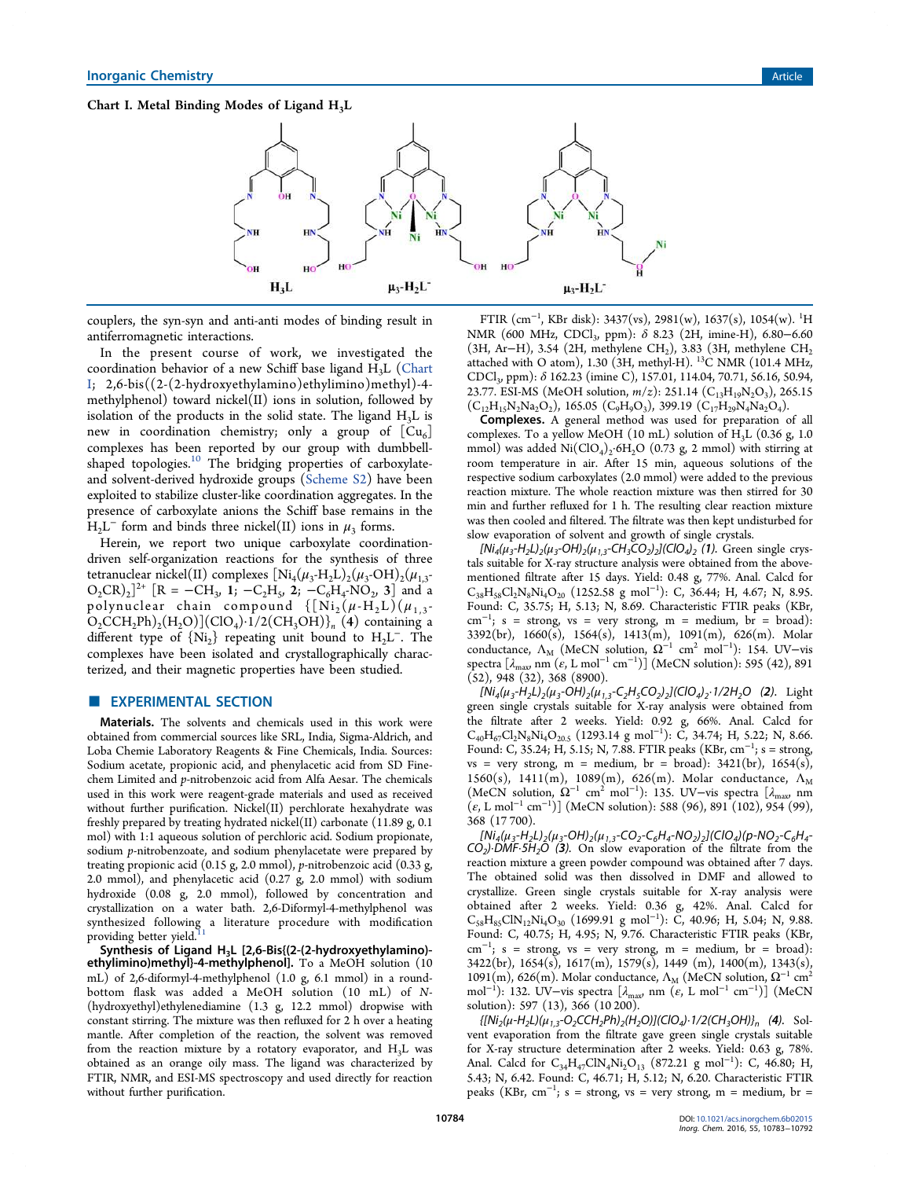**Chart I. Metal Binding Modes of Ligand $H_3L$**

couplers, the syn-syn and anti-anti modes of binding result in antiferromagnetic interactions.

In the present course of work, we investigated the coordination behavior of a new Schiff base ligand $H_3L$ (Chart I; 2,6-bis((2-(2-hydroxyethylamino)ethylimino)methyl)-4-methylphenol) toward nickel(II) ions in solution, followed by isolation of the products in the solid state. The ligand $H_3L$ is new in coordination chemistry; only a group of $[Cu_6]$ complexes has been reported by our group with dumbbell-shaped topologies.[10] The bridging properties of carboxylate- and solvent-derived hydroxide groups (Scheme S2) have been exploited to stabilize cluster-like coordination aggregates. In the presence of carboxylate anions the Schiff base remains in the $H_2L^-$ form and binds three nickel(II) ions in $\mu_3$ forms.

Herein, we report two unique carboxylate coordination-driven self-organization reactions for the synthesis of three tetranuclear nickel(II) complexes $[Ni_4(\mu_3\text{-}H_2L)_2(\mu_3\text{-}OH)_2(\mu_{1,3}\text{-}O_2CR)_2]^{2+}$ [R = $-CH_3$, **1**; $-C_2H_5$, **2**; $-C_6H_4\text{-}NO_2$, **3**] and a polynuclear chain compound $\{[Ni_2(\mu\text{-}H_2L)(\mu_{1,3}\text{-}O_2CCH_2Ph)_2(H_2O)](ClO_4)\cdot 1/2(CH_3OH)\}_n$ (**4**) containing a different type of $\{Ni_2\}$ repeating unit bound to $H_2L^-$. The complexes have been isolated and crystallographically characterized, and their magnetic properties have been studied.

## ■ EXPERIMENTAL SECTION

**Materials.** The solvents and chemicals used in this work were obtained from commercial sources like SRL, India, Sigma-Aldrich, and Loba Chemie Laboratory Reagents & Fine Chemicals, India. Sources: Sodium acetate, propionic acid, and phenylacetic acid from SD Fine-chem Limited and p-nitrobenzoic acid from Alfa Aesar. The chemicals used in this work were reagent-grade materials and used as received without further purification. Nickel(II) perchlorate hexahydrate was freshly prepared by treating hydrated nickel(II) carbonate (11.89 g, 0.1 mol) with 1:1 aqueous solution of perchloric acid. Sodium propionate, sodium p-nitrobenzoate, and sodium phenylacetate were prepared by treating propionic acid (0.15 g, 2.0 mmol), p-nitrobenzoic acid (0.33 g, 2.0 mmol), and phenylacetic acid (0.27 g, 2.0 mmol) with sodium hydroxide (0.08 g, 2.0 mmol), followed by concentration and crystallization on a water bath. 2,6-Diformyl-4-methylphenol was synthesized following a literature procedure with modification providing better yield.[11]

**Synthesis of Ligand $H_3L$ [2,6-Bis{(2-(2-hydroxyethylamino)-ethylimino)methyl}-4-methylphenol].** To a MeOH solution (10 mL) of 2,6-diformyl-4-methylphenol (1.0 g, 6.1 mmol) in a round-bottom flask was added a MeOH solution (10 mL) of N-(hydroxyethyl)ethylenediamine (1.3 g, 12.2 mmol) dropwise with constant stirring. The mixture was then refluxed for 2 h over a heating mantle. After completion of the reaction, the solvent was removed from the reaction mixture by a rotatory evaporator, and $H_3L$ was obtained as an orange oily mass. The ligand was characterized by FTIR, NMR, and ESI-MS spectroscopy and used directly for reaction without further purification.

FTIR ($cm^{-1}$, KBr disk): 3437(vs), 2981(w), 1637(s), 1054(w). $^1H$ NMR (600 MHz, $CDCl_3$, ppm): δ 8.23 (2H, imine-H), 6.80–6.60 (3H, Ar–H), 3.54 (2H, methylene $CH_2$), 3.83 (3H, methylene $CH_2$ attached with O atom), 1.30 (3H, methyl-H). $^{13}C$ NMR (101.4 MHz, $CDCl_3$, ppm): δ 162.23 (imine C), 157.01, 114.04, 70.71, 56.16, 50.94, 23.77. ESI-MS (MeOH solution, m/z): 251.14 ($C_{13}H_{19}N_2O_3$), 265.15 ($C_{12}H_{15}N_2Na_2O_2$), 165.05 ($C_9H_9O_3$), 399.19 ($C_{17}H_{29}N_4Na_2O_4$).

**Complexes.** A general method was used for preparation of all complexes. To a yellow MeOH (10 mL) solution of $H_3L$ (0.36 g, 1.0 mmol) was added $Ni(ClO_4)_2\cdot 6H_2O$ (0.73 g, 2 mmol) with stirring at room temperature in air. After 15 min, aqueous solutions of the respective sodium carboxylates (2.0 mmol) were added to the previous reaction mixture. The whole reaction mixture was then stirred for 30 min and further refluxed for 1 h. The resulting clear reaction mixture was then cooled and filtered. The filtrate was then kept undisturbed for slow evaporation of solvent and growth of single crystals.

*$[Ni_4(\mu_3\text{-}H_2L)_2(\mu_3\text{-}OH)_2(\mu_{1,3}\text{-}CH_3CO_2)_2](ClO_4)_2$ (1).* Green single crystals suitable for X-ray structure analysis were obtained from the above-mentioned filtrate after 15 days. Yield: 0.48 g, 77%. Anal. Calcd for $C_{38}H_{58}Cl_2N_8Ni_4O_{20}$ (1252.58 g $mol^{-1}$): C, 36.44; H, 4.67; N, 8.95. Found: C, 35.75; H, 5.13; N, 8.69. Characteristic FTIR peaks (KBr, $cm^{-1}$; s = strong, vs = very strong, m = medium, br = broad): 3392(br), 1660(s), 1564(s), 1413(m), 1091(m), 626(m). Molar conductance, $\Lambda_M$ (MeCN solution, $\Omega^{-1}$ $cm^2$ $mol^{-1}$): 154. UV–vis spectra [$\lambda_{max}$, nm (ε, L $mol^{-1}$ $cm^{-1}$)] (MeCN solution): 595 (42), 891 (52), 948 (32), 368 (8900).

*$[Ni_4(\mu_3\text{-}H_2L)_2(\mu_3\text{-}OH)_2(\mu_{1,3}\text{-}C_2H_5CO_2)_2](ClO_4)_2\cdot 1/2H_2O$ (2).* Light green single crystals suitable for X-ray analysis were obtained from the filtrate after 2 weeks. Yield: 0.92 g, 66%. Anal. Calcd for $C_{40}H_{67}Cl_2N_8Ni_4O_{20.5}$ (1293.14 g $mol^{-1}$): C, 34.74; H, 5.22; N, 8.66. Found: C, 35.24; H, 5.15; N, 7.88. FTIR peaks (KBr, $cm^{-1}$; s = strong, vs = very strong, m = medium, br = broad): 3421(br), 1654(s), 1560(s), 1411(m), 1089(m), 626(m). Molar conductance, $\Lambda_M$ (MeCN solution, $\Omega^{-1}$ $cm^2$ $mol^{-1}$): 135. UV–vis spectra [$\lambda_{max}$, nm (ε, L $mol^{-1}$ $cm^{-1}$)] (MeCN solution): 588 (96), 891 (102), 954 (99), 368 (17 700).

*$[Ni_4(\mu_3\text{-}H_2L)_2(\mu_3\text{-}OH)_2(\mu_{1,3}\text{-}CO_2\text{-}C_6H_4\text{-}NO_2)_2](ClO_4)(p\text{-}NO_2\text{-}C_6H_4\text{-}CO_2)\cdot DMF\cdot 5H_2O$ (3).* On slow evaporation of the filtrate from the reaction mixture a green powder compound was obtained after 7 days. The obtained solid was then dissolved in DMF and allowed to crystallize. Green single crystals suitable for X-ray analysis were obtained after 2 weeks. Yield: 0.36 g, 42%. Anal. Calcd for $C_{58}H_{85}ClN_{12}Ni_4O_{30}$ (1699.91 g $mol^{-1}$): C, 40.96; H, 5.04; N, 9.88. Found: C, 40.75; H, 4.95; N, 9.76. Characteristic FTIR peaks (KBr, $cm^{-1}$; s = strong, vs = very strong, m = medium, br = broad): 3422(br), 1654(s), 1617(m), 1579(s), 1449 (m), 1400(m), 1343(s), 1091(m), 626(m). Molar conductance, $\Lambda_M$ (MeCN solution, $\Omega^{-1}$ $cm^2$ $mol^{-1}$): 132. UV–vis spectra [$\lambda_{max}$, nm (ε, L $mol^{-1}$ $cm^{-1}$)] (MeCN solution): 597 (13), 366 (10 200).

*$\{[Ni_2(\mu\text{-}H_2L)(\mu_{1,3}\text{-}O_2CCH_2Ph)_2(H_2O)](ClO_4)\cdot 1/2(CH_3OH)\}_n$ (4).* Solvent evaporation from the filtrate gave green single crystals suitable for X-ray structure determination after 2 weeks. Yield: 0.63 g, 78%. Anal. Calcd for $C_{34}H_{47}ClN_4Ni_2O_{13}$ (872.21 g $mol^{-1}$): C, 46.80; H, 5.43; N, 6.42. Found: C, 46.71; H, 5.12; N, 6.20. Characteristic FTIR peaks (KBr, $cm^{-1}$; s = strong, vs = very strong, m = medium, br =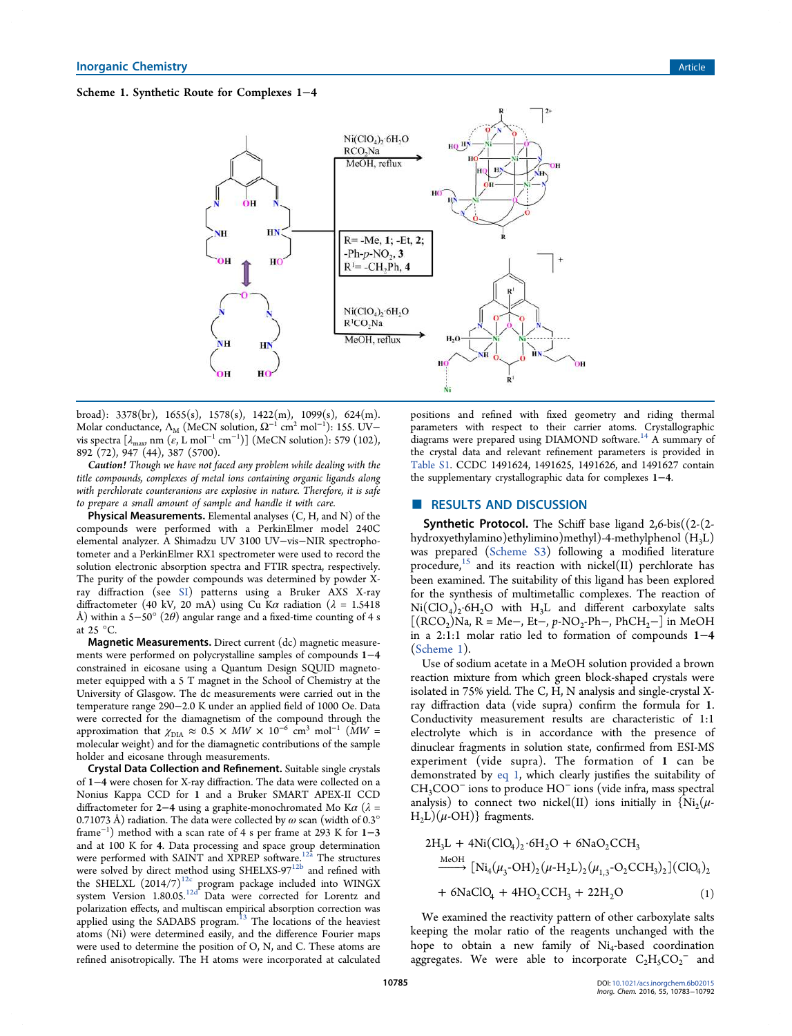**Scheme 1. Synthetic Route for Complexes 1−4**

broad): 3378(br), 1655(s), 1578(s), 1422(m), 1099(s), 624(m). Molar conductance, $\Lambda_M$ (MeCN solution, $\Omega^{-1}$ cm$^2$ mol$^{-1}$): 155. UV−vis spectra [$\lambda_{max}$, nm ($\varepsilon$, L mol$^{-1}$ cm$^{-1}$)] (MeCN solution): 579 (102), 892 (72), 947 (44), 387 (5700).

*Caution! Though we have not faced any problem while dealing with the title compounds, complexes of metal ions containing organic ligands along with perchlorate counterions are explosive in nature. Therefore, it is safe to prepare a small amount of sample and handle it with care.*

**Physical Measurements.** Elemental analyses (C, H, and N) of the compounds were performed with a PerkinElmer model 240C elemental analyzer. A Shimadzu UV 3100 UV−vis−NIR spectrophotometer and a PerkinElmer RX1 spectrometer were used to record the solution electronic absorption spectra and FTIR spectra, respectively. The purity of the powder compounds was determined by powder X-ray diffraction (see SI) patterns using a Bruker AXS X-ray diffractometer (40 kV, 20 mA) using Cu K$\alpha$ radiation ($\lambda$ = 1.5418 Å) within a 5−50° (2$\theta$) angular range and a fixed-time counting of 4 s at 25 °C.

**Magnetic Measurements.** Direct current (dc) magnetic measurements were performed on polycrystalline samples of compounds **1**−**4** constrained in eicosane using a Quantum Design SQUID magnetometer equipped with a 5 T magnet in the School of Chemistry at the University of Glasgow. The dc measurements were carried out in the temperature range 290−2.0 K under an applied field of 1000 Oe. Data were corrected for the diamagnetism of the compound through the approximation that $\chi_{DIA} \approx 0.5 \times MW \times 10^{-6}$ cm$^3$ mol$^{-1}$ ($MW$ = molecular weight) and for the diamagnetic contributions of the sample holder and eicosane through measurements.

**Crystal Data Collection and Refinement.** Suitable single crystals of **1**−**4** were chosen for X-ray diffraction. The data were collected on a Nonius Kappa CCD for **1** and a Bruker SMART APEX-II CCD diffractometer for **2**−**4** using a graphite-monochromated Mo K$\alpha$ ($\lambda$ = 0.71073 Å) radiation. The data were collected by $\omega$ scan (width of 0.3° frame$^{-1}$) method with a scan rate of 4 s per frame at 293 K for **1**−**3** and at 100 K for **4**. Data processing and space group determination were performed with SAINT and XPREP software.[12a] The structures were solved by direct method using SHELXS-97[12b] and refined with the SHELXL (2014/7)[12c] program package included into WINGX system Version 1.80.05.[12d] Data were corrected for Lorentz and polarization effects, and multiscan empirical absorption correction was applied using the SADABS program.[13] The locations of the heaviest atoms (Ni) were determined easily, and the difference Fourier maps were used to determine the position of O, N, and C. These atoms are refined anisotropically. The H atoms were incorporated at calculated positions and refined with fixed geometry and riding thermal parameters with respect to their carrier atoms. Crystallographic diagrams were prepared using DIAMOND software.[14] A summary of the crystal data and relevant refinement parameters is provided in Table S1. CCDC 1491624, 1491625, 1491626, and 1491627 contain the supplementary crystallographic data for complexes **1**−**4**.

## ■ RESULTS AND DISCUSSION

**Synthetic Protocol.** The Schiff base ligand 2,6-bis((2-(2-hydroxyethylamino)ethylimino)methyl)-4-methylphenol ($H_3L$) was prepared (Scheme S3) following a modified literature procedure,[15] and its reaction with nickel(II) perchlorate has been examined. The suitability of this ligand has been explored for the synthesis of multimetallic complexes. The reaction of $Ni(ClO_4)_2 \cdot 6H_2O$ with $H_3L$ and different carboxylate salts [$(RCO_2)Na$, R = Me−, Et−, $p$-$NO_2$-Ph−, $PhCH_2$−] in MeOH in a 2:1:1 molar ratio led to formation of compounds **1**−**4** (Scheme 1).

Use of sodium acetate in a MeOH solution provided a brown reaction mixture from which green block-shaped crystals were isolated in 75% yield. The C, H, N analysis and single-crystal X-ray diffraction data (vide supra) confirm the formula for **1**. Conductivity measurement results are characteristic of 1:1 electrolyte which is in accordance with the presence of dinuclear fragments in solution state, confirmed from ESI-MS experiment (vide supra). The formation of **1** can be demonstrated by eq 1, which clearly justifies the suitability of $CH_3COO^-$ ions to produce $HO^-$ ions (vide infra, mass spectral analysis) to connect two nickel(II) ions initially in {$Ni_2(\mu$-$H_2L)(\mu$-OH)} fragments.

$$2H_3L + 4Ni(ClO_4)_2 \cdot 6H_2O + 6NaO_2CCH_3 \xrightarrow{\text{MeOH}} [Ni_4(\mu_3\text{-}OH)_2(\mu\text{-}H_2L)_2(\mu_{1,3}\text{-}O_2CCH_3)_2](ClO_4)_2 + 6NaClO_4 + 4HO_2CCH_3 + 22H_2O \quad (1)$$

We examined the reactivity pattern of other carboxylate salts keeping the molar ratio of the reagents unchanged with the hope to obtain a new family of $Ni_4$-based coordination aggregates. We were able to incorporate $C_2H_5CO_2^-$ and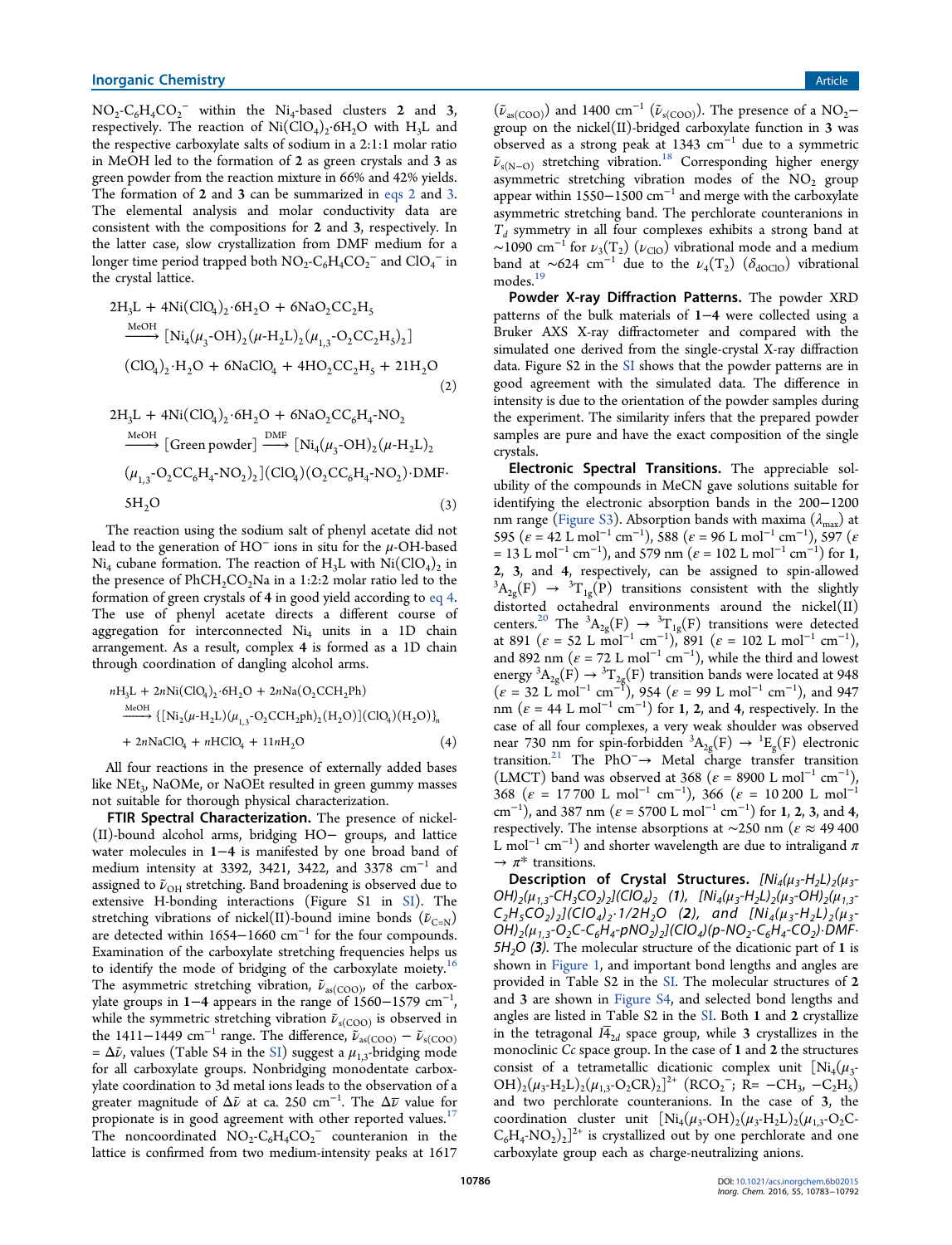$NO_2$-$C_6H_4CO_2^-$ within the $Ni_4$-based clusters **2** and **3**, respectively. The reaction of $Ni(ClO_4)_2{\cdot}6H_2O$ with $H_3L$ and the respective carboxylate salts of sodium in a 2:1:1 molar ratio in MeOH led to the formation of **2** as green crystals and **3** as green powder from the reaction mixture in 66% and 42% yields. The formation of **2** and **3** can be summarized in eqs 2 and 3. The elemental analysis and molar conductivity data are consistent with the compositions for **2** and **3**, respectively. In the latter case, slow crystallization from DMF medium for a longer time period trapped both $NO_2$-$C_6H_4CO_2^-$ and $ClO_4^-$ in the crystal lattice.

$$2H_3L + 4Ni(ClO_4)_2{\cdot}6H_2O + 6NaO_2CC_2H_5 \xrightarrow{\text{MeOH}} [Ni_4(\mu_3\text{-}OH)_2(\mu\text{-}H_2L)_2(\mu_{1,3}\text{-}O_2CC_2H_5)_2](ClO_4)_2{\cdot}H_2O + 6NaClO_4 + 4HO_2CC_2H_5 + 21H_2O \quad (2)$$

$$2H_3L + 4Ni(ClO_4)_2{\cdot}6H_2O + 6NaO_2CC_6H_4\text{-}NO_2 \xrightarrow{\text{MeOH}} [\text{Green powder}] \xrightarrow{\text{DMF}} [Ni_4(\mu_3\text{-}OH)_2(\mu\text{-}H_2L)_2(\mu_{1,3}\text{-}O_2CC_6H_4\text{-}NO_2)_2](ClO_4)(O_2CC_6H_4\text{-}NO_2){\cdot}DMF{\cdot}5H_2O \quad (3)$$

The reaction using the sodium salt of phenyl acetate did not lead to the generation of $HO^-$ ions in situ for the $\mu$-OH-based $Ni_4$ cubane formation. The reaction of $H_3L$ with $Ni(ClO_4)_2$ in the presence of $PhCH_2CO_2Na$ in a 1:2:2 molar ratio led to the formation of green crystals of **4** in good yield according to eq 4. The use of phenyl acetate directs a different course of aggregation for interconnected $Ni_4$ units in a 1D chain arrangement. As a result, complex **4** is formed as a 1D chain through coordination of dangling alcohol arms.

$$nH_3L + 2nNi(ClO_4)_2{\cdot}6H_2O + 2nNa(O_2CCH_2Ph) \xrightarrow{\text{MeOH}} \{[Ni_2(\mu\text{-}H_2L)(\mu_{1,3}\text{-}O_2CCH_2Ph)_2(H_2O)](ClO_4)(H_2O)\}_n + 2nNaClO_4 + nHClO_4 + 11nH_2O \quad (4)$$

All four reactions in the presence of externally added bases like $NEt_3$, NaOMe, or NaOEt resulted in green gummy masses not suitable for thorough physical characterization.

**FTIR Spectral Characterization.** The presence of nickel(II)-bound alcohol arms, bridging HO− groups, and lattice water molecules in **1**−**4** is manifested by one broad band of medium intensity at 3392, 3421, 3422, and 3378 $cm^{-1}$ and assigned to $\tilde{\nu}_{OH}$ stretching. Band broadening is observed due to extensive H-bonding interactions (Figure S1 in SI). The stretching vibrations of nickel(II)-bound imine bonds ($\tilde{\nu}_{C=N}$) are detected within 1654−1660 $cm^{-1}$ for the four compounds. Examination of the carboxylate stretching frequencies helps us to identify the mode of bridging of the carboxylate moiety.[16] The asymmetric stretching vibration, $\tilde{\nu}_{as(COO)}$, of the carboxylate groups in **1**−**4** appears in the range of 1560−1579 $cm^{-1}$, while the symmetric stretching vibration $\tilde{\nu}_{s(COO)}$ is observed in the 1411−1449 $cm^{-1}$ range. The difference, $\tilde{\nu}_{as(COO)} - \tilde{\nu}_{s(COO)} = \Delta\tilde{\nu}$, values (Table S4 in the SI) suggest a $\mu_{1,3}$-bridging mode for all carboxylate groups. Nonbridging monodentate carboxylate coordination to 3d metal ions leads to the observation of a greater magnitude of $\Delta\tilde{\nu}$ at ca. 250 $cm^{-1}$. The $\Delta\tilde{\nu}$ value for propionate is in good agreement with other reported values.[17] The noncoordinated $NO_2$-$C_6H_4CO_2^-$ counteranion in the lattice is confirmed from two medium-intensity peaks at 1617 ($\tilde{\nu}_{as(COO)}$) and 1400 $cm^{-1}$ ($\tilde{\nu}_{s(COO)}$). The presence of a $NO_2$− group on the nickel(II)-bridged carboxylate function in **3** was observed as a strong peak at 1343 $cm^{-1}$ due to a symmetric $\tilde{\nu}_{s(N-O)}$ stretching vibration.[18] Corresponding higher energy asymmetric stretching vibration modes of the $NO_2$ group appear within 1550−1500 $cm^{-1}$ and merge with the carboxylate asymmetric stretching band. The perchlorate counteranions in $T_d$ symmetry in all four complexes exhibits a strong band at ∼1090 $cm^{-1}$ for $\nu_3(T_2)$ ($\nu_{ClO}$) vibrational mode and a medium band at ∼624 $cm^{-1}$ due to the $\nu_4(T_2)$ ($\delta_{dOClO}$) vibrational modes.[19]

**Powder X-ray Diffraction Patterns.** The powder XRD patterns of the bulk materials of **1**−**4** were collected using a Bruker AXS X-ray diffractometer and compared with the simulated one derived from the single-crystal X-ray diffraction data. Figure S2 in the SI shows that the powder patterns are in good agreement with the simulated data. The difference in intensity is due to the orientation of the powder samples during the experiment. The similarity infers that the prepared powder samples are pure and have the exact composition of the single crystals.

**Electronic Spectral Transitions.** The appreciable solubility of the compounds in MeCN gave solutions suitable for identifying the electronic absorption bands in the 200−1200 nm range (Figure S3). Absorption bands with maxima ($\lambda_{max}$) at 595 ($\varepsilon$ = 42 L $mol^{-1}$ $cm^{-1}$), 588 ($\varepsilon$ = 96 L $mol^{-1}$ $cm^{-1}$), 597 ($\varepsilon$ = 13 L $mol^{-1}$ $cm^{-1}$), and 579 nm ($\varepsilon$ = 102 L $mol^{-1}$ $cm^{-1}$) for **1**, **2**, **3**, and **4**, respectively, can be assigned to spin-allowed ${}^3A_{2g}(F) \rightarrow {}^3T_{1g}(P)$ transitions consistent with the slightly distorted octahedral environments around the nickel(II) centers.[20] The ${}^3A_{2g}(F) \rightarrow {}^3T_{1g}(F)$ transitions were detected at 891 ($\varepsilon$ = 52 L $mol^{-1}$ $cm^{-1}$), 891 ($\varepsilon$ = 102 L $mol^{-1}$ $cm^{-1}$), and 892 nm ($\varepsilon$ = 72 L $mol^{-1}$ $cm^{-1}$), while the third and lowest energy ${}^3A_{2g}(F) \rightarrow {}^3T_{2g}(F)$ transition bands were located at 948 ($\varepsilon$ = 32 L $mol^{-1}$ $cm^{-1}$), 954 ($\varepsilon$ = 99 L $mol^{-1}$ $cm^{-1}$), and 947 nm ($\varepsilon$ = 44 L $mol^{-1}$ $cm^{-1}$) for **1**, **2**, and **4**, respectively. In the case of all four complexes, a very weak shoulder was observed near 730 nm for spin-forbidden ${}^3A_{2g}(F) \rightarrow {}^1E_g(F)$ electronic transition.[21] The $PhO^- \rightarrow$ Metal charge transfer transition (LMCT) band was observed at 368 ($\varepsilon$ = 8900 L $mol^{-1}$ $cm^{-1}$), 368 ($\varepsilon$ = 17 700 L $mol^{-1}$ $cm^{-1}$), 366 ($\varepsilon$ = 10 200 L $mol^{-1}$ $cm^{-1}$), and 387 nm ($\varepsilon$ = 5700 L $mol^{-1}$ $cm^{-1}$) for **1**, **2**, **3**, and **4**, respectively. The intense absorptions at ∼250 nm ($\varepsilon \approx$ 49 400 L $mol^{-1}$ $cm^{-1}$) and shorter wavelength are due to intraligand $\pi \rightarrow \pi^*$ transitions.

**Description of Crystal Structures.** *$[Ni_4(\mu_3\text{-}H_2L)_2(\mu_3\text{-}OH)_2(\mu_{1,3}\text{-}CH_3CO_2)_2](ClO_4)_2$ (1), $[Ni_4(\mu_3\text{-}H_2L)_2(\mu_3\text{-}OH)_2(\mu_{1,3}\text{-}C_2H_5CO_2)_2](ClO_4)_2{\cdot}1/2H_2O$ (2), and $[Ni_4(\mu_3\text{-}H_2L)_2(\mu_3\text{-}OH)_2(\mu_{1,3}\text{-}O_2C\text{-}C_6H_4\text{-}pNO_2)_2](ClO_4)(p\text{-}NO_2\text{-}C_6H_4\text{-}CO_2){\cdot}DMF{\cdot}5H_2O$ (3).* The molecular structure of the dicationic part of **1** is shown in Figure 1, and important bond lengths and angles are provided in Table S2 in the SI. The molecular structures of **2** and **3** are shown in Figure S4, and selected bond lengths and angles are listed in Table S2 in the SI. Both **1** and **2** crystallize in the tetragonal $I\bar{4}_{2d}$ space group, while **3** crystallizes in the monoclinic *Cc* space group. In the case of **1** and **2** the structures consist of a tetrametallic dicationic complex unit $[Ni_4(\mu_3\text{-}OH)_2(\mu_3\text{-}H_2L)_2(\mu_{1,3}\text{-}O_2CR)_2]^{2+}$ ($RCO_2^-$; R= $-CH_3$, $-C_2H_5$) and two perchlorate counteranions. In the case of **3**, the coordination cluster unit $[Ni_4(\mu_3\text{-}OH)_2(\mu_3\text{-}H_2L)_2(\mu_{1,3}\text{-}O_2C\text{-}C_6H_4\text{-}NO_2)_2]^{2+}$ is crystallized out by one perchlorate and one carboxylate group each as charge-neutralizing anions.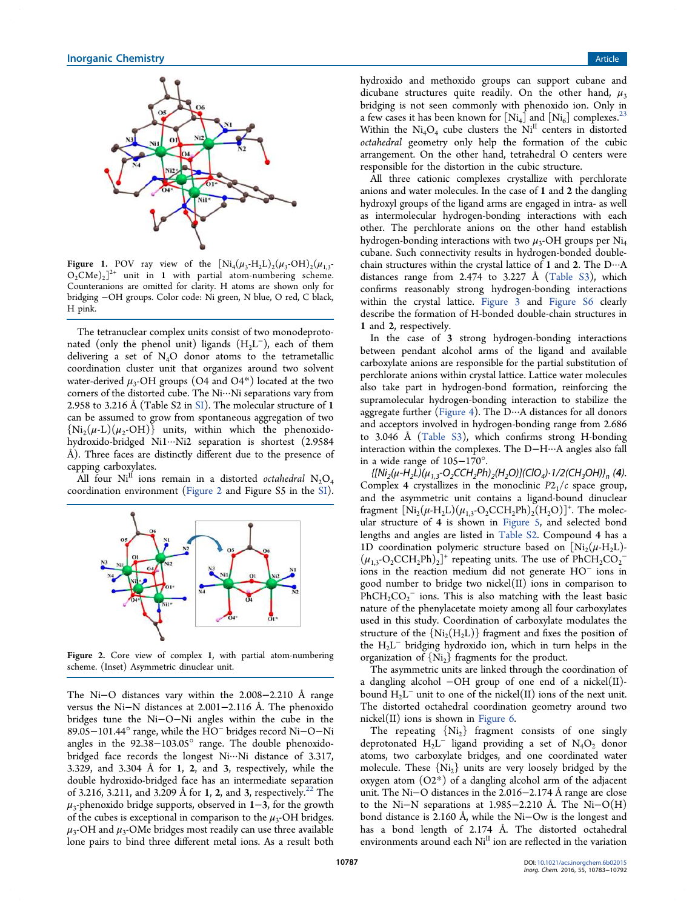Figure 1. POV ray view of the $[Ni_4(\mu_3\text{-}H_2L)_2(\mu_3\text{-}OH)_2(\mu_{1,3}\text{-}O_2CMe)_2]^{2+}$ unit in **1** with partial atom-numbering scheme. Counteranions are omitted for clarity. H atoms are shown only for bridging −OH groups. Color code: Ni green, N blue, O red, C black, H pink.

The tetranuclear complex units consist of two monodeprotonated (only the phenol unit) ligands ($H_2L^-$), each of them delivering a set of $N_4O$ donor atoms to the tetrametallic coordination cluster unit that organizes around two solvent water-derived $\mu_3$-OH groups (O4 and O4*) located at the two corners of the distorted cube. The Ni···Ni separations vary from 2.958 to 3.216 Å (Table S2 in SI). The molecular structure of **1** can be assumed to grow from spontaneous aggregation of two $\{Ni_2(\mu\text{-}L)(\mu_2\text{-}OH)\}$ units, within which the phenoxido-hydroxido-bridged Ni1···Ni2 separation is shortest (2.9584 Å). Three faces are distinctly different due to the presence of capping carboxylates.

All four $Ni^{II}$ ions remain in a distorted *octahedral* $N_2O_4$ coordination environment (Figure 2 and Figure S5 in the SI).

Figure 2. Core view of complex **1**, with partial atom-numbering scheme. (Inset) Asymmetric dinuclear unit.

The Ni−O distances vary within the 2.008−2.210 Å range versus the Ni−N distances at 2.001−2.116 Å. The phenoxido bridges tune the Ni−O−Ni angles within the cube in the 89.05−101.44° range, while the $HO^-$ bridges record Ni−O−Ni angles in the 92.38−103.05° range. The double phenoxido-bridged face records the longest Ni···Ni distance of 3.317, 3.329, and 3.304 Å for **1**, **2**, and **3**, respectively, while the double hydroxido-bridged face has an intermediate separation of 3.216, 3.211, and 3.209 Å for **1**, **2**, and **3**, respectively.[22] The $\mu_3$-phenoxido bridge supports, observed in **1**−**3**, for the growth of the cubes is exceptional in comparison to the $\mu_3$-OH bridges. $\mu_3$-OH and $\mu_3$-OMe bridges most readily can use three available lone pairs to bind three different metal ions. As a result both hydroxido and methoxido groups can support cubane and dicubane structures quite readily. On the other hand, $\mu_3$ bridging is not seen commonly with phenoxido ion. Only in a few cases it has been known for $[Ni_4]$ and $[Ni_6]$ complexes.[23] Within the $Ni_4O_4$ cube clusters the $Ni^{II}$ centers in distorted *octahedral* geometry only help the formation of the cubic arrangement. On the other hand, tetrahedral O centers were responsible for the distortion in the cubic structure.

All three cationic complexes crystallize with perchlorate anions and water molecules. In the case of **1** and **2** the dangling hydroxyl groups of the ligand arms are engaged in intra- as well as intermolecular hydrogen-bonding interactions with each other. The perchlorate anions on the other hand establish hydrogen-bonding interactions with two $\mu_3$-OH groups per $Ni_4$ cubane. Such connectivity results in hydrogen-bonded double-chain structures within the crystal lattice of **1** and **2**. The D···A distances range from 2.474 to 3.227 Å (Table S3), which confirms reasonably strong hydrogen-bonding interactions within the crystal lattice. Figure 3 and Figure S6 clearly describe the formation of H-bonded double-chain structures in **1** and **2**, respectively.

In the case of **3** strong hydrogen-bonding interactions between pendant alcohol arms of the ligand and available carboxylate anions are responsible for the partial substitution of perchlorate anions within crystal lattice. Lattice water molecules also take part in hydrogen-bond formation, reinforcing the supramolecular hydrogen-bonding interaction to stabilize the aggregate further (Figure 4). The D···A distances for all donors and acceptors involved in hydrogen-bonding range from 2.686 to 3.046 Å (Table S3), which confirms strong H-bonding interaction within the complexes. The D−H···A angles also fall in a wide range of 105−170°.

***$\{[Ni_2(\mu\text{-}H_2L)(\mu_{1,3}\text{-}O_2CCH_2Ph)_2(H_2O)](ClO_4)\cdot 1/2(CH_3OH)\}_n$ (4).*** Complex **4** crystallizes in the monoclinic $P2_1/c$ space group, and the asymmetric unit contains a ligand-bound dinuclear fragment $[Ni_2(\mu\text{-}H_2L)(\mu_{1,3}\text{-}O_2CCH_2Ph)_2(H_2O)]^+$. The molecular structure of **4** is shown in Figure 5, and selected bond lengths and angles are listed in Table S2. Compound **4** has a 1D coordination polymeric structure based on $[Ni_2(\mu\text{-}H_2L)(\mu_{1,3}\text{-}O_2CCH_2Ph)_2]^+$ repeating units. The use of $PhCH_2CO_2^-$ ions in the reaction medium did not generate $HO^-$ ions in good number to bridge two nickel(II) ions in comparison to $PhCH_2CO_2^-$ ions. This is also matching with the least basic nature of the phenylacetate moiety among all four carboxylates used in this study. Coordination of carboxylate modulates the structure of the $\{Ni_2(H_2L)\}$ fragment and fixes the position of the $H_2L^-$ bridging hydroxido ion, which in turn helps in the organization of $\{Ni_2\}$ fragments for the product.

The asymmetric units are linked through the coordination of a dangling alcohol −OH group of one end of a nickel(II)-bound $H_2L^-$ unit to one of the nickel(II) ions of the next unit. The distorted octahedral coordination geometry around two nickel(II) ions is shown in Figure 6.

The repeating $\{Ni_2\}$ fragment consists of one singly deprotonated $H_2L^-$ ligand providing a set of $N_4O_2$ donor atoms, two carboxylate bridges, and one coordinated water molecule. These $\{Ni_2\}$ units are very loosely bridged by the oxygen atom (O2*) of a dangling alcohol arm of the adjacent unit. The Ni−O distances in the 2.016−2.174 Å range are close to the Ni−N separations at 1.985−2.210 Å. The Ni−O(H) bond distance is 2.160 Å, while the Ni−Ow is the longest and has a bond length of 2.174 Å. The distorted octahedral environments around each $Ni^{II}$ ion are reflected in the variation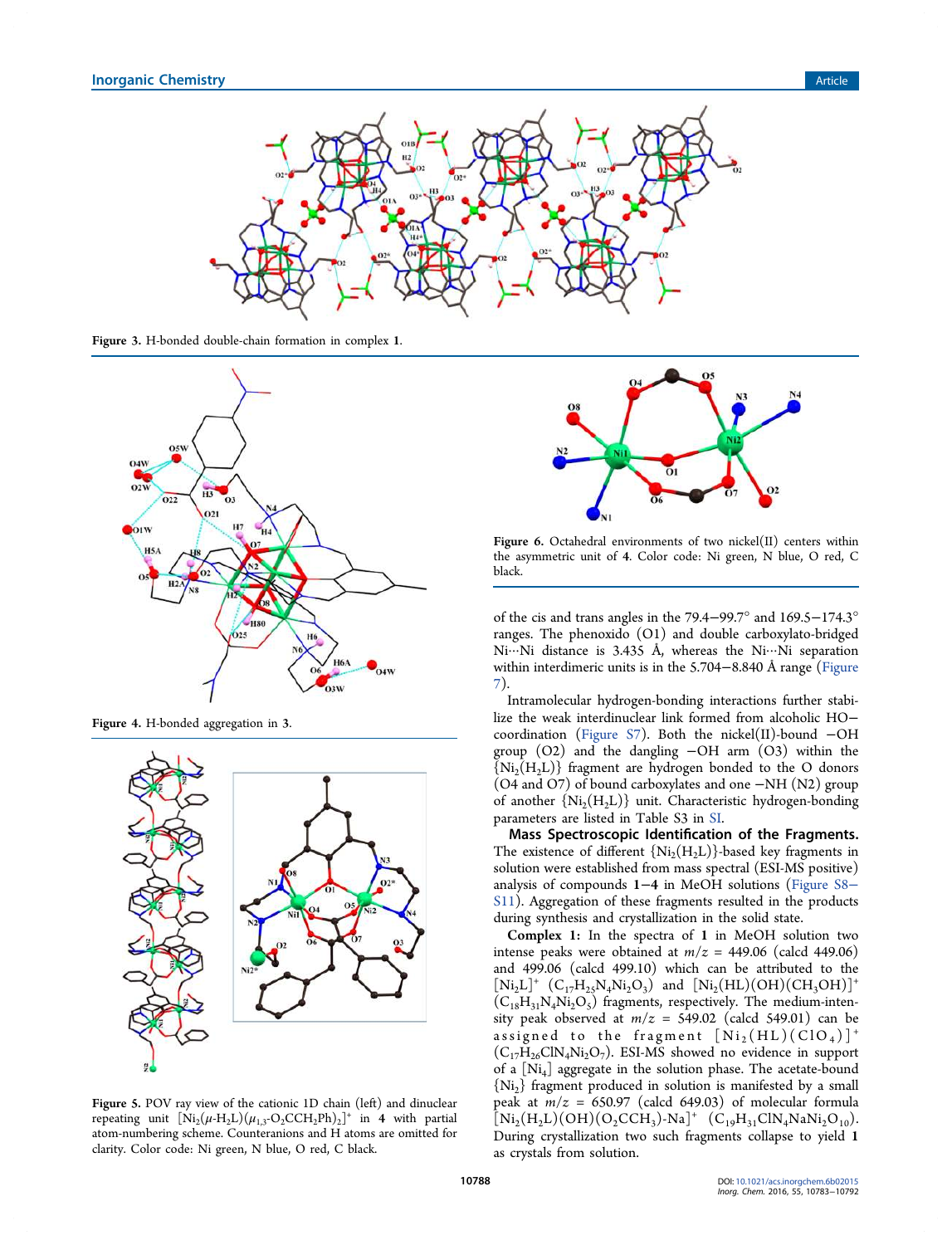Figure 3. H-bonded double-chain formation in complex **1**.

Figure 4. H-bonded aggregation in **3**.

Figure 5. POV ray view of the cationic 1D chain (left) and dinuclear repeating unit $[Ni_2(\mu\text{-}H_2L)(\mu_{1,3}\text{-}O_2CCH_2Ph)_2]^+$ in **4** with partial atom-numbering scheme. Counteranions and H atoms are omitted for clarity. Color code: Ni green, N blue, O red, C black.

Figure 6. Octahedral environments of two nickel(II) centers within the asymmetric unit of **4**. Color code: Ni green, N blue, O red, C black.

of the cis and trans angles in the 79.4−99.7° and 169.5−174.3° ranges. The phenoxido (O1) and double carboxylato-bridged Ni···Ni distance is 3.435 Å, whereas the Ni···Ni separation within interdimeric units is in the 5.704−8.840 Å range (Figure 7).

Intramolecular hydrogen-bonding interactions further stabilize the weak interdinuclear link formed from alcoholic HO− coordination (Figure S7). Both the nickel(II)-bound −OH group (O2) and the dangling −OH arm (O3) within the $\{Ni_2(H_2L)\}$ fragment are hydrogen bonded to the O donors (O4 and O7) of bound carboxylates and one −NH (N2) group of another $\{Ni_2(H_2L)\}$ unit. Characteristic hydrogen-bonding parameters are listed in Table S3 in SI.

**Mass Spectroscopic Identification of the Fragments.** The existence of different $\{Ni_2(H_2L)\}$-based key fragments in solution were established from mass spectral (ESI-MS positive) analysis of compounds **1**−**4** in MeOH solutions (Figure S8−S11). Aggregation of these fragments resulted in the products during synthesis and crystallization in the solid state.

**Complex 1:** In the spectra of **1** in MeOH solution two intense peaks were obtained at $m/z$ = 449.06 (calcd 449.06) and 499.06 (calcd 499.10) which can be attributed to the $[Ni_2L]^+$ ($C_{17}H_{25}N_4Ni_2O_3$) and $[Ni_2(HL)(OH)(CH_3OH)]^+$ ($C_{18}H_{31}N_4Ni_2O_5$) fragments, respectively. The medium-intensity peak observed at $m/z$ = 549.02 (calcd 549.01) can be assigned to the fragment $[Ni_2(HL)(ClO_4)]^+$ ($C_{17}H_{26}ClN_4Ni_2O_7$). ESI-MS showed no evidence in support of a $[Ni_4]$ aggregate in the solution phase. The acetate-bound $\{Ni_2\}$ fragment produced in solution is manifested by a small peak at $m/z$ = 650.97 (calcd 649.03) of molecular formula $[Ni_2(H_2L)(OH)(O_2CCH_3)\text{-}Na]^+$ ($C_{19}H_{31}ClN_4NaNi_2O_{10}$). During crystallization two such fragments collapse to yield **1** as crystals from solution.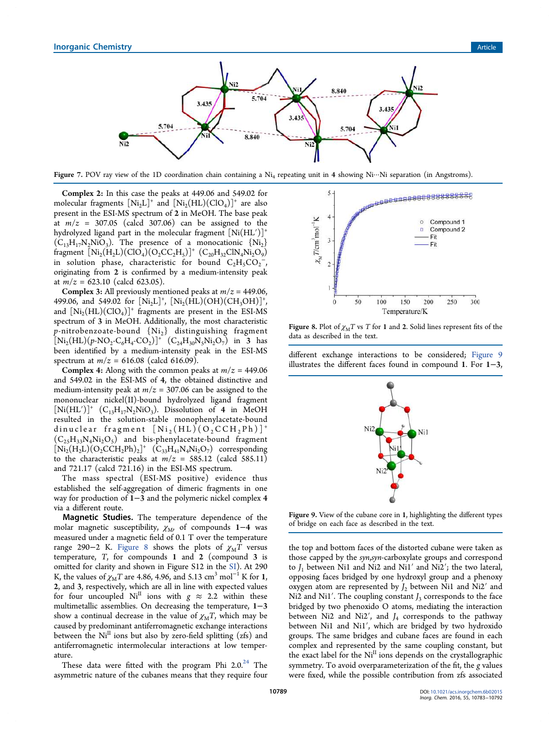Figure 7. POV ray view of the 1D coordination chain containing a $Ni_4$ repeating unit in 4 showing Ni···Ni separation (in Angstroms).

**Complex 2:** In this case the peaks at 449.06 and 549.02 for molecular fragments $[Ni_2L]^+$ and $[Ni_2(HL)(ClO_4)]^+$ are also present in the ESI-MS spectrum of 2 in MeOH. The base peak at $m/z$ = 307.05 (calcd 307.06) can be assigned to the hydrolyzed ligand part in the molecular fragment $[Ni(HL')]^+$ ($C_{13}H_{17}N_2NiO_3$). The presence of a monocationic {$Ni_2$} fragment $[Ni_2(H_2L)(ClO_4)(O_2CC_2H_5)]^+$ ($C_{20}H_{32}ClN_4Ni_2O_9$) in solution phase, characteristic for bound $C_2H_5CO_2^-$, originating from 2 is confirmed by a medium-intensity peak at $m/z$ = 623.10 (calcd 623.05).

**Complex 3:** All previously mentioned peaks at $m/z$ = 449.06, 499.06, and 549.02 for $[Ni_2L]^+$, $[Ni_2(HL)(OH)(CH_3OH)]^+$, and $[Ni_2(HL)(ClO_4)]^+$ fragments are present in the ESI-MS spectrum of 3 in MeOH. Additionally, the most characteristic $p$-nitrobenzoate-bound distinguishing fragment $[Ni_2(HL)(p\text{-}NO_2\text{-}C_6H_4\text{-}CO_2)]^+$ ($C_{24}H_{30}N_5Ni_2O_7$) in 3 has been identified by a medium-intensity peak in the ESI-MS spectrum at $m/z$ = 616.08 (calcd 616.09).

**Complex 4:** Along with the common peaks at $m/z$ = 449.06 and 549.02 in the ESI-MS of 4, the obtained distinctive and medium-intensity peak at $m/z$ = 307.06 can be assigned to the mononuclear nickel(II)-bound hydrolyzed ligand fragment $[Ni(HL')]^+$ ($C_{13}H_{17}N_2NiO_3$). Dissolution of 4 in MeOH resulted in the solution-stable monophenylacetate-bound dinuclear fragment $[Ni_2(HL)(O_2CCH_2Ph)]^+$ ($C_{25}H_{33}N_4Ni_2O_5$) and bis-phenylacetate-bound fragment $[Ni_2(H_2L)(O_2CCH_2Ph)_2]^+$ ($C_{33}H_{41}N_4Ni_2O_7$) corresponding to the characteristic peaks at $m/z$ = 585.12 (calcd 585.11) and 721.17 (calcd 721.16) in the ESI-MS spectrum.

The mass spectral (ESI-MS positive) evidence thus established the self-aggregation of dimeric fragments in one way for production of 1−3 and the polymeric nickel complex 4 via a different route.

**Magnetic Studies.** The temperature dependence of the molar magnetic susceptibility, $\chi_M$, of compounds 1−4 was measured under a magnetic field of 0.1 T over the temperature range 290−2 K. Figure 8 shows the plots of $\chi_M T$ versus temperature, $T$, for compounds 1 and 2 (compound 3 is omitted for clarity and shown in Figure S12 in the SI). At 290 K, the values of $\chi_M T$ are 4.86, 4.96, and 5.13 $cm^3 mol^{-1}$ K for 1, 2, and 3, respectively, which are all in line with expected values for four uncoupled $Ni^{II}$ ions with $g \approx 2.2$ within these multimetallic assemblies. On decreasing the temperature, 1−3 show a continual decrease in the value of $\chi_M T$, which may be caused by predominant antiferromagnetic exchange interactions between the $Ni^{II}$ ions but also by zero-field splitting (zfs) and antiferromagnetic intermolecular interactions at low temperature.

These data were fitted with the program Phi 2.0.[24] The asymmetric nature of the cubanes means that they require four different exchange interactions to be considered; Figure 9 illustrates the different faces found in compound 1. For 1−3, the top and bottom faces of the distorted cubane were taken as those capped by the $syn,syn$-carboxylate groups and correspond to $J_1$ between Ni1 and Ni2 and Ni1′ and Ni2′; the two lateral, opposing faces bridged by one hydroxyl group and a phenoxy oxygen atom are represented by $J_2$ between Ni1 and Ni2′ and Ni2 and Ni1′. The coupling constant $J_3$ corresponds to the face bridged by two phenoxido O atoms, mediating the interaction between Ni2 and Ni2′, and $J_4$ corresponds to the pathway between Ni1 and Ni1′, which are bridged by two hydroxido groups. The same bridges and cubane faces are found in each complex and represented by the same coupling constant, but the exact label for the $Ni^{II}$ ions depends on the crystallographic symmetry. To avoid overparameterization of the fit, the $g$ values were fixed, while the possible contribution from zfs associated

Figure 8. Plot of $\chi_M T$ vs $T$ for 1 and 2. Solid lines represent fits of the data as described in the text.

Figure 9. View of the cubane core in 1, highlighting the different types of bridge on each face as described in the text.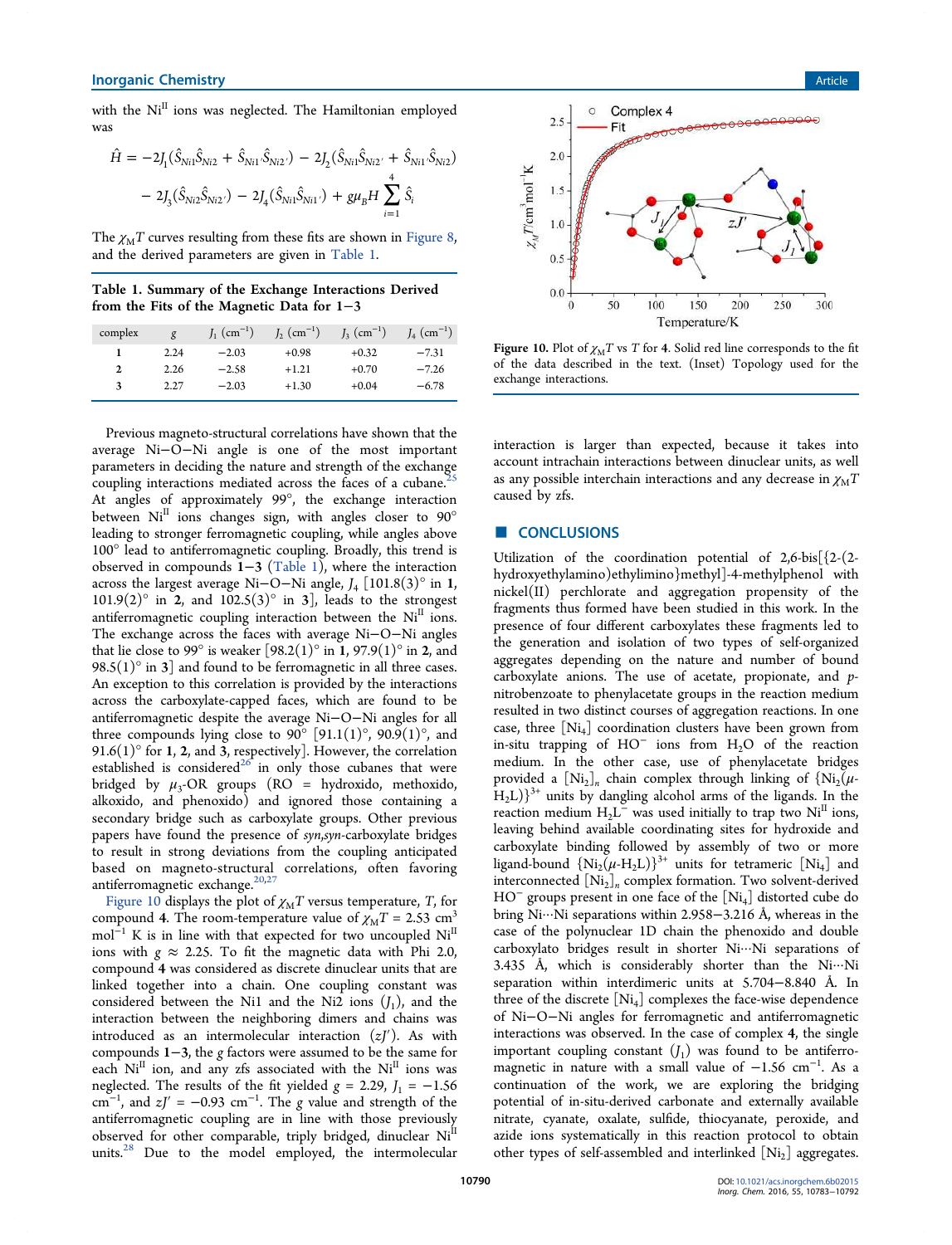with the Ni$^{II}$ ions was neglected. The Hamiltonian employed was

$$\hat{H} = -2J_1(\hat{S}_{Ni1}\hat{S}_{Ni2} + \hat{S}_{Ni1'}\hat{S}_{Ni2'}) - 2J_2(\hat{S}_{Ni1}\hat{S}_{Ni2'} + \hat{S}_{Ni1'}\hat{S}_{Ni2}) - 2J_3(\hat{S}_{Ni2}\hat{S}_{Ni2'}) - 2J_4(\hat{S}_{Ni1}\hat{S}_{Ni1'}) + g\mu_B H \sum_{i=1}^{4} \hat{S}_i$$

The $\chi_M T$ curves resulting from these fits are shown in Figure 8, and the derived parameters are given in Table 1.

Table 1. Summary of the Exchange Interactions Derived from the Fits of the Magnetic Data for 1−3

| complex | $g$ | $J_1$ (cm$^{-1}$) | $J_2$ (cm$^{-1}$) | $J_3$ (cm$^{-1}$) | $J_4$ (cm$^{-1}$) |
|---|---|---|---|---|---|
| 1 | 2.24 | −2.03 | +0.98 | +0.32 | −7.31 |
| 2 | 2.26 | −2.58 | +1.21 | +0.70 | −7.26 |
| 3 | 2.27 | −2.03 | +1.30 | +0.04 | −6.78 |

Previous magneto-structural correlations have shown that the average Ni−O−Ni angle is one of the most important parameters in deciding the nature and strength of the exchange coupling interactions mediated across the faces of a cubane.[25] At angles of approximately 99°, the exchange interaction between Ni$^{II}$ ions changes sign, with angles closer to 90° leading to stronger ferromagnetic coupling, while angles above 100° lead to antiferromagnetic coupling. Broadly, this trend is observed in compounds 1−3 (Table 1), where the interaction across the largest average Ni−O−Ni angle, $J_4$ [101.8(3)° in 1, 101.9(2)° in 2, and 102.5(3)° in 3], leads to the strongest antiferromagnetic coupling interaction between the Ni$^{II}$ ions. The exchange across the faces with average Ni−O−Ni angles that lie close to 99° is weaker [98.2(1)° in 1, 97.9(1)° in 2, and 98.5(1)° in 3] and found to be ferromagnetic in all three cases. An exception to this correlation is provided by the interactions across the carboxylate-capped faces, which are found to be antiferromagnetic despite the average Ni−O−Ni angles for all three compounds lying close to 90° [91.1(1)°, 90.9(1)°, and 91.6(1)° for 1, 2, and 3, respectively]. However, the correlation established is considered[26] in only those cubanes that were bridged by $\mu_3$-OR groups (RO = hydroxido, methoxido, alkoxido, and phenoxido) and ignored those containing a secondary bridge such as carboxylate groups. Other previous papers have found the presence of *syn,syn*-carboxylate bridges to result in strong deviations from the coupling anticipated based on magneto-structural correlations, often favoring antiferromagnetic exchange.[20,27]

Figure 10 displays the plot of $\chi_M T$ versus temperature, $T$, for compound 4. The room-temperature value of $\chi_M T$ = 2.53 cm$^3$ mol$^{-1}$ K is in line with that expected for two uncoupled Ni$^{II}$ ions with $g \approx 2.25$. To fit the magnetic data with Phi 2.0, compound 4 was considered as discrete dinuclear units that are linked together into a chain. One coupling constant was considered between the Ni1 and the Ni2 ions ($J_1$), and the interaction between the neighboring dimers and chains was introduced as an intermolecular interaction ($zJ'$). As with compounds 1−3, the $g$ factors were assumed to be the same for each Ni$^{II}$ ion, and any zfs associated with the Ni$^{II}$ ions was neglected. The results of the fit yielded $g$ = 2.29, $J_1$ = −1.56 cm$^{-1}$, and $zJ'$ = −0.93 cm$^{-1}$. The $g$ value and strength of the antiferromagnetic coupling are in line with those previously observed for other comparable, triply bridged, dinuclear Ni$^{II}$ units.[28] Due to the model employed, the intermolecular interaction is larger than expected, because it takes into account intrachain interactions between dinuclear units, as well as any possible interchain interactions and any decrease in $\chi_M T$ caused by zfs.

Figure 10. Plot of $\chi_M T$ vs $T$ for 4. Solid red line corresponds to the fit of the data described in the text. (Inset) Topology used for the exchange interactions.

## ■ CONCLUSIONS

Utilization of the coordination potential of 2,6-bis[{2-(2-hydroxyethylamino)ethylimino}methyl]-4-methylphenol with nickel(II) perchlorate and aggregation propensity of the fragments thus formed have been studied in this work. In the presence of four different carboxylates these fragments led to the generation and isolation of two types of self-organized aggregates depending on the nature and number of bound carboxylate anions. The use of acetate, propionate, and *p*-nitrobenzoate to phenylacetate groups in the reaction medium resulted in two distinct courses of aggregation reactions. In one case, three [Ni$_4$] coordination clusters have been grown from in-situ trapping of HO$^-$ ions from $H_2O$ of the reaction medium. In the other case, use of phenylacetate bridges provided a [Ni$_2$]$_n$ chain complex through linking of {Ni$_2$($\mu$-H$_2$L)}$^{3+}$ units by dangling alcohol arms of the ligands. In the reaction medium H$_2$L$^-$ was used initially to trap two Ni$^{II}$ ions, leaving behind available coordinating sites for hydroxide and carboxylate binding followed by assembly of two or more ligand-bound {Ni$_2$($\mu$-H$_2$L)}$^{3+}$ units for tetrameric [Ni$_4$] and interconnected [Ni$_2$]$_n$ complex formation. Two solvent-derived HO$^-$ groups present in one face of the [Ni$_4$] distorted cube do bring Ni···Ni separations within 2.958−3.216 Å, whereas in the case of the polynuclear 1D chain the phenoxido and double carboxylato bridges result in shorter Ni···Ni separations of 3.435 Å, which is considerably shorter than the Ni···Ni separation within interdimeric units at 5.704−8.840 Å. In three of the discrete [Ni$_4$] complexes the face-wise dependence of Ni−O−Ni angles for ferromagnetic and antiferromagnetic interactions was observed. In the case of complex 4, the single important coupling constant ($J_1$) was found to be antiferromagnetic in nature with a small value of −1.56 cm$^{-1}$. As a continuation of the work, we are exploring the bridging potential of in-situ-derived carbonate and externally available nitrate, cyanate, oxalate, sulfide, thiocyanate, peroxide, and azide ions systematically in this reaction protocol to obtain other types of self-assembled and interlinked [Ni$_2$] aggregates.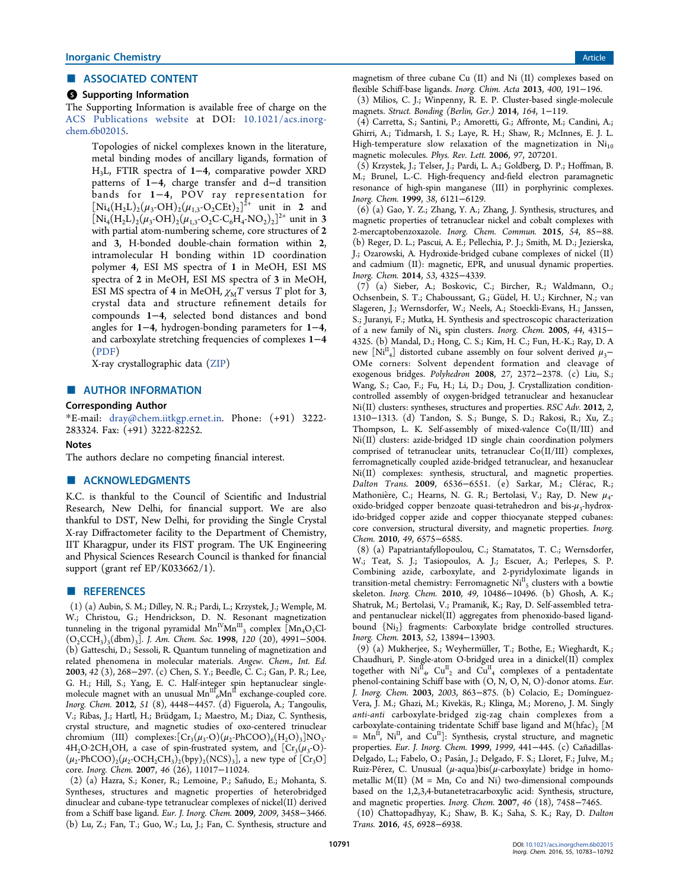## ■ ASSOCIATED CONTENT

### Supporting Information

The Supporting Information is available free of charge on the ACS Publications website at DOI: 10.1021/acs.inorgchem.6b02015.

> Topologies of nickel complexes known in the literature, metal binding modes of ancillary ligands, formation of $H_3L$, FTIR spectra of **1**−**4**, comparative powder XRD patterns of **1**−**4**, charge transfer and d−d transition bands for **1**−**4**, POV ray representation for $[Ni_4(H_2L)_2(\mu_3\text{-}OH)_2(\mu_{1,3}\text{-}O_2CEt)_2]^{2+}$ unit in **2** and $[Ni_4(H_2L)_2(\mu_3\text{-}OH)_2(\mu_{1,3}\text{-}O_2C\text{-}C_6H_4\text{-}NO_2)_2]^{2+}$ unit in **3** with partial atom-numbering scheme, core structures of **2** and **3**, H-bonded double-chain formation within **2**, intramolecular H bonding within 1D coordination polymer **4**, ESI MS spectra of **1** in MeOH, ESI MS spectra of **2** in MeOH, ESI MS spectra of **3** in MeOH, ESI MS spectra of **4** in MeOH, $\chi_M T$ versus $T$ plot for **3**, crystal data and structure refinement details for compounds **1**−**4**, selected bond distances and bond angles for **1**−**4**, hydrogen-bonding parameters for **1**−**4**, and carboxylate stretching frequencies of complexes **1**−**4** (PDF)
>
> X-ray crystallographic data (ZIP)

## ■ AUTHOR INFORMATION

### Corresponding Author

*E-mail: dray@chem.iitkgp.ernet.in. Phone: (+91) 3222-283324. Fax: (+91) 3222-82252.

### Notes

The authors declare no competing financial interest.

## ■ ACKNOWLEDGMENTS

K.C. is thankful to the Council of Scientific and Industrial Research, New Delhi, for financial support. We are also thankful to DST, New Delhi, for providing the Single Crystal X-ray Diffractometer facility to the Department of Chemistry, IIT Kharagpur, under its FIST program. The UK Engineering and Physical Sciences Research Council is thanked for financial support (grant ref EP/K033662/1).

## ■ REFERENCES

(1) (a) Aubin, S. M.; Dilley, N. R.; Pardi, L.; Krzystek, J.; Wemple, M. W.; Christou, G.; Hendrickson, D. N. Resonant magnetization tunneling in the trigonal pyramidal $Mn^{IV}Mn^{III}_3$ complex $[Mn_4O_3Cl(O_2CCH_3)_3(dbm)_3]$. *J. Am. Chem. Soc.* **1998**, *120* (20), 4991−5004. (b) Gatteschi, D.; Sessoli, R. Quantum tunneling of magnetization and related phenomena in molecular materials. *Angew. Chem., Int. Ed.* **2003**, *42* (3), 268−297. (c) Chen, S. Y.; Beedle, C. C.; Gan, P. R.; Lee, G. H.; Hill, S.; Yang, E. C. Half-integer spin heptanuclear single-molecule magnet with an unusual $Mn^{III}_6Mn^{II}$ exchange-coupled core. *Inorg. Chem.* **2012**, *51* (8), 4448−4457. (d) Figuerola, A.; Tangoulis, V.; Ribas, J.; Hartl, H.; Brüdgam, I.; Maestro, M.; Diaz, C. Synthesis, crystal structure, and magnetic studies of oxo-centered trinuclear chromium (III) complexes:$[Cr_3(\mu_3\text{-}O)(\mu_2\text{-}PhCOO)_6(H_2O)_3]NO_3\cdot 4H_2O\cdot 2CH_3OH$, a case of spin-frustrated system, and $[Cr_3(\mu_3\text{-}O)(\mu_2\text{-}PhCOO)_2(\mu_2\text{-}OCH_2CH_3)_2(bpy)_2(NCS)_3]$, a new type of $[Cr_3O]$ core. *Inorg. Chem.* **2007**, *46* (26), 11017−11024.

(2) (a) Hazra, S.; Koner, R.; Lemoine, P.; Sañudo, E.; Mohanta, S. Syntheses, structures and magnetic properties of heterobridged dinuclear and cubane-type tetranuclear complexes of nickel(II) derived from a Schiff base ligand. *Eur. J. Inorg. Chem.* **2009**, *2009*, 3458−3466. (b) Lu, Z.; Fan, T.; Guo, W.; Lu, J.; Fan, C. Synthesis, structure and magnetism of three cubane Cu (II) and Ni (II) complexes based on flexible Schiff-base ligands. *Inorg. Chim. Acta* **2013**, *400*, 191−196.

(3) Milios, C. J.; Winpenny, R. E. P. Cluster-based single-molecule magnets. *Struct. Bonding (Berlin, Ger.)* **2014**, *164*, 1−119.

(4) Carretta, S.; Santini, P.; Amoretti, G.; Affronte, M.; Candini, A.; Ghirri, A.; Tidmarsh, I. S.; Laye, R. H.; Shaw, R.; McInnes, E. J. L. High-temperature slow relaxation of the magnetization in $Ni_{10}$ magnetic molecules. *Phys. Rev. Lett.* **2006**, *97*, 207201.

(5) Krzystek, J.; Telser, J.; Pardi, L. A.; Goldberg, D. P.; Hoffman, B. M.; Brunel, L.-C. High-frequency and-field electron paramagnetic resonance of high-spin manganese (III) in porphyrinic complexes. *Inorg. Chem.* **1999**, *38*, 6121−6129.

(6) (a) Gao, Y. Z.; Zhang, Y. A.; Zhang, J. Synthesis, structures, and magnetic properties of tetranuclear nickel and cobalt complexes with 2-mercaptobenzoxazole. *Inorg. Chem. Commun.* **2015**, *54*, 85−88. (b) Reger, D. L.; Pascui, A. E.; Pellechia, P. J.; Smith, M. D.; Jezierska, J.; Ozarowski, A. Hydroxide-bridged cubane complexes of nickel (II) and cadmium (II): magnetic, EPR, and unusual dynamic properties. *Inorg. Chem.* **2014**, *53*, 4325−4339.

(7) (a) Sieber, A.; Boskovic, C.; Bircher, R.; Waldmann, O.; Ochsenbein, S. T.; Chaboussant, G.; Güdel, H. U.; Kirchner, N.; van Slageren, J.; Wernsdorfer, W.; Neels, A.; Stoeckli-Evans, H.; Janssen, S.; Juranyi, F.; Mutka, H. Synthesis and spectroscopic characterization of a new family of $Ni_4$ spin clusters. *Inorg. Chem.* **2005**, *44*, 4315−4325. (b) Mandal, D.; Hong, C. S.; Kim, H. C.; Fun, H.-K.; Ray, D. A new $[Ni^{II}_4]$ distorted cubane assembly on four solvent derived $\mu_3$−OMe corners: Solvent dependent formation and cleavage of exogenous bridges. *Polyhedron* **2008**, *27*, 2372−2378. (c) Liu, S.; Wang, S.; Cao, F.; Fu, H.; Li, D.; Dou, J. Crystallization condition-controlled assembly of oxygen-bridged tetranuclear and hexanuclear Ni(II) clusters: syntheses, structures and properties. *RSC Adv.* **2012**, *2*, 1310−1313. (d) Tandon, S. S.; Bunge, S. D.; Rakosi, R.; Xu, Z.; Thompson, L. K. Self-assembly of mixed-valence Co(II/III) and Ni(II) clusters: azide-bridged 1D single chain coordination polymers comprised of tetranuclear units, tetranuclear Co(II/III) complexes, ferromagnetically coupled azide-bridged tetranuclear, and hexanuclear Ni(II) complexes: synthesis, structural, and magnetic properties. *Dalton Trans.* **2009**, 6536−6551. (e) Sarkar, M.; Clérac, R.; Mathonière, C.; Hearns, N. G. R.; Bertolasi, V.; Ray, D. New $\mu_4$-oxido-bridged copper benzoate quasi-tetrahedron and bis-$\mu_3$-hydroxido-bridged copper azide and copper thiocyanate stepped cubanes: core conversion, structural diversity, and magnetic properties. *Inorg. Chem.* **2010**, *49*, 6575−6585.

(8) (a) Papatriantafyllopoulou, C.; Stamatatos, T. C.; Wernsdorfer, W.; Teat, S. J.; Tasiopoulos, A. J.; Escuer, A.; Perlepes, S. P. Combining azide, carboxylate, and 2-pyridyloximate ligands in transition-metal chemistry: Ferromagnetic $Ni^{II}_5$ clusters with a bowtie skeleton. *Inorg. Chem.* **2010**, *49*, 10486−10496. (b) Ghosh, A. K.; Shatruk, M.; Bertolasi, V.; Pramanik, K.; Ray, D. Self-assembled tetra- and pentanuclear nickel(II) aggregates from phenoxido-based ligand-bound $\{Ni_2\}$ fragments: Carboxylate bridge controlled structures. *Inorg. Chem.* **2013**, *52*, 13894−13903.

(9) (a) Mukherjee, S.; Weyhermüller, T.; Bothe, E.; Wieghardt, K.; Chaudhuri, P. Single-atom O-bridged urea in a dinickel(II) complex together with $Ni^{II}_4$, $Cu^{II}_2$ and $Cu^{II}_4$ complexes of a pentadentate phenol-containing Schiff base with (O, N, O, N, O)-donor atoms. *Eur. J. Inorg. Chem.* **2003**, *2003*, 863−875. (b) Colacio, E.; Domínguez-Vera, J. M.; Ghazi, M.; Kivekäs, R.; Klinga, M.; Moreno, J. M. Singly *anti-anti* carboxylate-bridged zig-zag chain complexes from a carboxylate-containing tridentate Schiff base ligand and $M(hfac)_2$ [M = $Mn^{II}$, $Ni^{II}$, and $Cu^{II}$]: Synthesis, crystal structure, and magnetic properties. *Eur. J. Inorg. Chem.* **1999**, *1999*, 441−445. (c) Cañadillas-Delgado, L.; Fabelo, O.; Pasán, J.; Delgado, F. S.; Lloret, F.; Julve, M.; Ruiz-Pérez, C. Unusual ($\mu$-aqua)bis($\mu$-carboxylate) bridge in homometallic M(II) (M = Mn, Co and Ni) two-dimensional compounds based on the 1,2,3,4-butanetetracarboxylic acid: Synthesis, structure, and magnetic properties. *Inorg. Chem.* **2007**, *46* (18), 7458−7465.

(10) Chattopadhyay, K.; Shaw, B. K.; Saha, S. K.; Ray, D. *Dalton Trans.* **2016**, *45*, 6928−6938.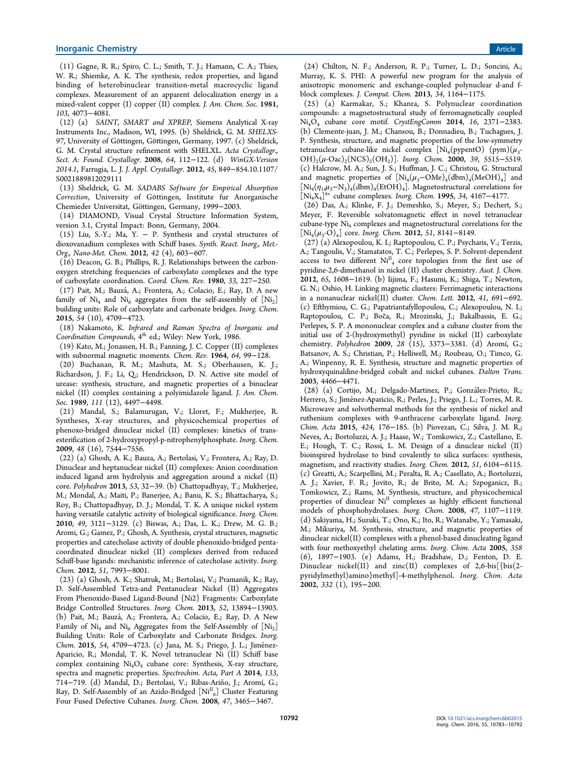(11) Gagne, R. R.; Spiro, C. L.; Smith, T. J.; Hamann, C. A.; Thies, W. R.; Shiemke, A. K. The synthesis, redox properties, and ligand binding of heterobinuclear transition-metal macrocyclic ligand complexes. Measurement of an apparent delocalization energy in a mixed-valent copper (I) copper (II) complex. *J. Am. Chem. Soc.* **1981**, *103*, 4073−4081.

(12) (a) *SAINT, SMART and XPREP*, Siemens Analytical X-ray Instruments Inc., Madison, WI, 1995. (b) Sheldrick, G. M. *SHELXS-97*, University of Göttingen, Göttingen, Germany, 1997. (c) Sheldrick, G. M. Crystal structure refinement with SHELXL. *Acta Crystallogr., Sect. A: Found. Crystallogr.* **2008**, *64*, 112−122. (d) *WinGX-Version 2014.1*, Farrugia, L. J. *J. Appl. Crystallogr.* **2012**, *45*, 849−854.10.1107/S0021889812029111

(13) Sheldrick, G. M. *SADABS Software for Empirical Absorption Correction*, University of Göttingen, Institute fur Anorganische Chemieder Universitat, Göttingen, Germany, 1999−2003.

(14) DIAMOND, Visual Crystal Structure Information System, version 3.1, Crystal Impact: Bonn, Germany, 2004.

(15) Liu, S.-Y.; Ma, Y. − P. Synthesis and crystal structures of dioxovanadium complexes with Schiff bases. *Synth. React. Inorg., Met.-Org., Nano-Met. Chem.* **2012**, *42* (4), 603−607.

(16) Deacon, G. B.; Phillips, R. J. Relationships between the carbon-oxygen stretching frequencies of carboxylato complexes and the type of carboxylate coordination. *Coord. Chem. Rev.* **1980**, *33*, 227−250.

(17) Pait, M.; Bauzá, A.; Frontera, A.; Colacio, E.; Ray, D. A new family of $Ni_4$ and $Ni_6$ aggregates from the self-assembly of [$Ni_2$] building units: Role of carboxylate and carbonate bridges. *Inorg. Chem.* **2015**, *54* (10), 4709−4723.

(18) Nakamoto, K. *Infrared and Raman Spectra of Inorganic and Coordination Compounds*, 4th ed.; Wiley: New York, 1986.

(19) Kato, M.; Jonassen, H. B.; Fanning, J. C. Copper (II) complexes with subnormal magnetic moments. *Chem. Rev.* **1964**, *64*, 99−128.

(20) Buchanan, R. M.; Mashuta, M. S.; Oberhausen, K. J.; Richardson, J. F.; Li, Q.; Hendrickson, D. N. Active site model of urease: synthesis, structure, and magnetic properties of a binuclear nickel (II) complex containing a polyimidazole ligand. *J. Am. Chem. Soc.* **1989**, *111* (12), 4497−4498.

(21) Mandal, S.; Balamurugan, V.; Lloret, F.; Mukherjee, R. Syntheses, X-ray structures, and physicochemical properties of phenoxo-bridged dinuclear nickel (II) complexes: kinetics of transesterification of 2-hydroxypropyl-p-nitrophenylphosphate. *Inorg. Chem.* **2009**, *48* (16), 7544−7556.

(22) (a) Ghosh, A. K.; Bauza, A.; Bertolasi, V.; Frontera, A.; Ray, D. Dinuclear and heptanuclear nickel (II) complexes: Anion coordination induced ligand arm hydrolysis and aggregation around a nickel (II) core. *Polyhedron* **2013**, *53*, 32−39. (b) Chattopadhyay, T.; Mukherjee, M.; Mondal, A.; Maiti, P.; Banerjee, A.; Banu, K. S.; Bhattacharya, S.; Roy, B.; Chattopadhyay, D. J.; Mondal, T. K. A unique nickel system having versatile catalytic activity of biological significance. *Inorg. Chem.* **2010**, *49*, 3121−3129. (c) Biswas, A.; Das, L. K.; Drew, M. G. B.; Aromi, G.; Gamez, P.; Ghosh, A. Synthesis, crystal structures, magnetic properties and catecholase activity of double phenoxido-bridged penta-coordinated dinuclear nickel (II) complexes derived from reduced Schiff-base ligands: mechanistic inference of catecholase activity. *Inorg. Chem.* **2012**, *51*, 7993−8001.

(23) (a) Ghosh, A. K.; Shatruk, M.; Bertolasi, V.; Pramanik, K.; Ray, D. Self-Assembled Tetra-and Pentanuclear Nickel (II) Aggregates From Phenoxido-Based Ligand-Bound {Ni2} Fragments: Carboxylate Bridge Controlled Structures. *Inorg. Chem.* **2013**, *52*, 13894−13903. (b) Pait, M.; Bauzá, A.; Frontera, A.; Colacio, E.; Ray, D. A New Family of $Ni_4$ and $Ni_6$ Aggregates from the Self-Assembly of [$Ni_2$] Building Units: Role of Carboxylate and Carbonate Bridges. *Inorg. Chem.* **2015**, *54*, 4709−4723. (c) Jana, M. S.; Priego, J. L.; Jiménez-Aparicio, R.; Mondal, T. K. Novel tetranuclear Ni (II) Schiff base complex containing $Ni_4O_4$ cubane core: Synthesis, X-ray structure, spectra and magnetic properties. *Spectrochim. Acta, Part A* **2014**, *133*, 714−719. (d) Mandal, D.; Bertolasi, V.; Ribas-Ariño, J.; Aromí, G.; Ray, D. Self-Assembly of an Azido-Bridged [$Ni^{II}_6$] Cluster Featuring Four Fused Defective Cubanes. *Inorg. Chem.* **2008**, *47*, 3465−3467.

(24) Chilton, N. F.; Anderson, R. P.; Turner, L. D.; Soncini, A.; Murray, K. S. PHI: A powerful new program for the analysis of anisotropic monomeric and exchange-coupled polynuclear d-and f-block complexes. *J. Comput. Chem.* **2013**, *34*, 1164−1175.

(25) (a) Karmakar, S.; Khanra, S. Polynuclear coordination compounds: a magnetostructural study of ferromagnetically coupled $Ni_4O_4$ cubane core motif. *CrystEngComm* **2014**, *16*, 2371−2383. (b) Clemente-juan, J. M.; Chansou, B.; Donnadieu, B.; Tuchagues, J. P. Synthesis, structure, and magnetic properties of the low-symmetry tetranuclear cubane-like nickel complex [$Ni_4$(pypentO) (pym)($\mu_3$-$OH)_2$($\mu$-Oac)$_2$(NCS)$_2$(OH$_2$)]. *Inorg. Chem.* **2000**, *39*, 5515−5519. (c) Halcrow, M. A.; Sun, J. S.; Huffman, J. C.; Christou, G. Structural and magnetic properties of [$Ni_4$($\mu_3$−OMe)$_4$(dbm)$_4$(MeOH)$_4$] and [$Ni_4$($\eta_1$,$\mu_3$−$N_3$)$_4$(dbm)$_4$(EtOH)$_4$]. Magnetostructural correlations for [$Ni_4X_4$]$^{4+}$ cubane complexes. *Inorg. Chem.* **1995**, *34*, 4167−4177.

(26) Das, A.; Klinke, F. J.; Demeshko, S.; Meyer, S.; Dechert, S.; Meyer, F. Reversible solvatomagnetic effect in novel tetranuclear cubane-type $Ni_4$ complexes and magnetostructural correlations for the [$Ni_4$($\mu_3$-O)$_4$] core. *Inorg. Chem.* **2012**, *51*, 8141−8149.

(27) (a) Alexopoulou, K. I.; Raptopoulou, C. P.; Psycharis, V.; Terzis, A.; Tangoulis, V.; Stamatatos, T. C.; Perlepes, S. P. Solvent-dependent access to two different $Ni^{II}_4$ core topologies from the first use of pyridine-2,6-dimethanol in nickel (II) cluster chemistry. *Aust. J. Chem.* **2012**, *65*, 1608−1619. (b) Iijima, F.; Hasumi, K.; Shiga, T.; Newton, G. N.; Oshio, H. Linking magnetic clusters: Ferrimagnetic interactions in a nonanuclear nickel(II) cluster. *Chem. Lett.* **2012**, *41*, 691−692. (c) Efthymiou, C. G.; Papatriantafyllopoulou, C.; Alexopoulou, N. I.; Raptopoulou, C. P.; Boča, R.; Mrozinski, J.; Bakalbassis, E. G.; Perlepes, S. P. A mononuclear complex and a cubane cluster from the initial use of 2-(hydroxymethyl) pyridine in nickel (II) carboxylate chemistry. *Polyhedron* **2009**, *28* (15), 3373−3381. (d) Aromí, G.; Batsanov, A. S.; Christian, P.; Helliwell, M.; Roubeau, O.; Timco, G. A.; Winpenny, R. E. Synthesis, structure and magnetic properties of hydroxyquinaldine-bridged cobalt and nickel cubanes. *Dalton Trans.* **2003**, 4466−4471.

(28) (a) Cortijo, M.; Delgado-Martinez, P.; González-Prieto, R.; Herrero, S.; Jiménez-Aparicio, R.; Perles, J.; Priego, J. L.; Torres, M. R. Microwave and solvothermal methods for the synthesis of nickel and ruthenium complexes with 9-anthracene carboxylate ligand. *Inorg. Chim. Acta* **2015**, *424*, 176−185. (b) Piovezan, C.; Silva, J. M. R.; Neves, A.; Bortoluzzi, A. J.; Haase, W.; Tomkowicz, Z.; Castellano, E. E.; Hough, T. C.; Rossi, L. M. Design of a dinuclear nickel (II) bioinspired hydrolase to bind covalently to silica surfaces: synthesis, magnetism, and reactivity studies. *Inorg. Chem.* **2012**, *51*, 6104−6115. (c) Greatti, A.; Scarpellini, M.; Peralta, R. A.; Casellato, A.; Bortoluzzi, A. J.; Xavier, F. R.; Jovito, R.; de Brito, M. A.; Szpoganicz, B.; Tomkowicz, Z.; Rams, M. Synthesis, structure, and physicochemical properties of dinuclear $Ni^{II}$ complexes as highly efficient functional models of phosphohydrolases. *Inorg. Chem.* **2008**, *47*, 1107−1119. (d) Sakiyama, H.; Suzuki, T.; Ono, K.; Ito, R.; Watanabe, Y.; Yamasaki, M.; Mikuriya, M. Synthesis, structure, and magnetic properties of dinuclear nickel(II) complexes with four methoxyethyl chelating arms. *Inorg. Chim. Acta* **2005**, *358* (6), 1897−1903. (e) Adams, H.; Bradshaw, D.; Fenton, D. E. Dinuclear nickel(II) and zinc(II) complexes of 2,6-bis[{bis(2-pyridylmethyl)amino}methyl]-4-methylphenol. *Inorg. Chim. Acta* **2002**, *332* (1), 195−200.